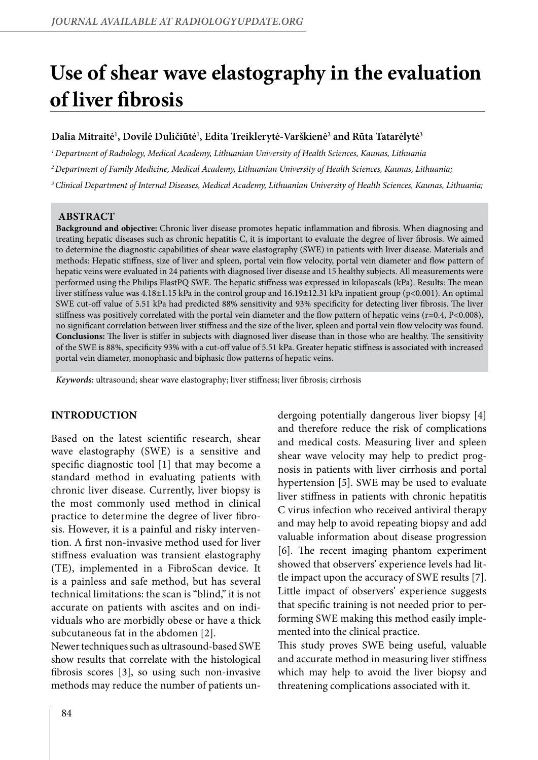# Use of shear wave elastography in the evaluation of liver fibrosis

**Dalia Mitraitė[1], Dovilė Duličiūtė[1], Edita Treiklerytė-Varškienė[2] and Rūta Tatarėlytė[3]**

*[1] Department of Radiology, Medical Academy, Lithuanian University of Health Sciences, Kaunas, Lithuania*

*[2] Department of Family Medicine, Medical Academy, Lithuanian University of Health Sciences, Kaunas, Lithuania;*

*[3] Clinical Department of Internal Diseases, Medical Academy, Lithuanian University of Health Sciences, Kaunas, Lithuania;*

## ABSTRACT

**Background and objective:** Chronic liver disease promotes hepatic inflammation and fibrosis. When diagnosing and treating hepatic diseases such as chronic hepatitis C, it is important to evaluate the degree of liver fibrosis. We aimed to determine the diagnostic capabilities of shear wave elastography (SWE) in patients with liver disease. Materials and methods: Hepatic stiffness, size of liver and spleen, portal vein flow velocity, portal vein diameter and flow pattern of hepatic veins were evaluated in 24 patients with diagnosed liver disease and 15 healthy subjects. All measurements were performed using the Philips ElastPQ SWE. The hepatic stiffness was expressed in kilopascals (kPa). Results: The mean liver stiffness value was 4.18±1.15 kPa in the control group and 16.19±12.31 kPa inpatient group ($p<0.001$). An optimal SWE cut-off value of 5.51 kPa had predicted 88% sensitivity and 93% specificity for detecting liver fibrosis. The liver stiffness was positively correlated with the portal vein diameter and the flow pattern of hepatic veins ($r=0.4$, $P<0.008$), no significant correlation between liver stiffness and the size of the liver, spleen and portal vein flow velocity was found. **Conclusions:** The liver is stiffer in subjects with diagnosed liver disease than in those who are healthy. The sensitivity of the SWE is 88%, specificity 93% with a cut-off value of 5.51 kPa. Greater hepatic stiffness is associated with increased portal vein diameter, monophasic and biphasic flow patterns of hepatic veins.

***Keywords:*** ultrasound; shear wave elastography; liver stiffness; liver fibrosis; cirrhosis

## INTRODUCTION

Based on the latest scientific research, shear wave elastography (SWE) is a sensitive and specific diagnostic tool [1] that may become a standard method in evaluating patients with chronic liver disease. Currently, liver biopsy is the most commonly used method in clinical practice to determine the degree of liver fibrosis. However, it is a painful and risky intervention. A first non-invasive method used for liver stiffness evaluation was transient elastography (TE), implemented in a FibroScan device. It is a painless and safe method, but has several technical limitations: the scan is "blind," it is not accurate on patients with ascites and on individuals who are morbidly obese or have a thick subcutaneous fat in the abdomen [2].

Newer techniques such as ultrasound-based SWE show results that correlate with the histological fibrosis scores [3], so using such non-invasive methods may reduce the number of patients undergoing potentially dangerous liver biopsy [4] and therefore reduce the risk of complications and medical costs. Measuring liver and spleen shear wave velocity may help to predict prognosis in patients with liver cirrhosis and portal hypertension [5]. SWE may be used to evaluate liver stiffness in patients with chronic hepatitis C virus infection who received antiviral therapy and may help to avoid repeating biopsy and add valuable information about disease progression [6]. The recent imaging phantom experiment showed that observers' experience levels had little impact upon the accuracy of SWE results [7]. Little impact of observers' experience suggests that specific training is not needed prior to performing SWE making this method easily implemented into the clinical practice.

This study proves SWE being useful, valuable and accurate method in measuring liver stiffness which may help to avoid the liver biopsy and threatening complications associated with it.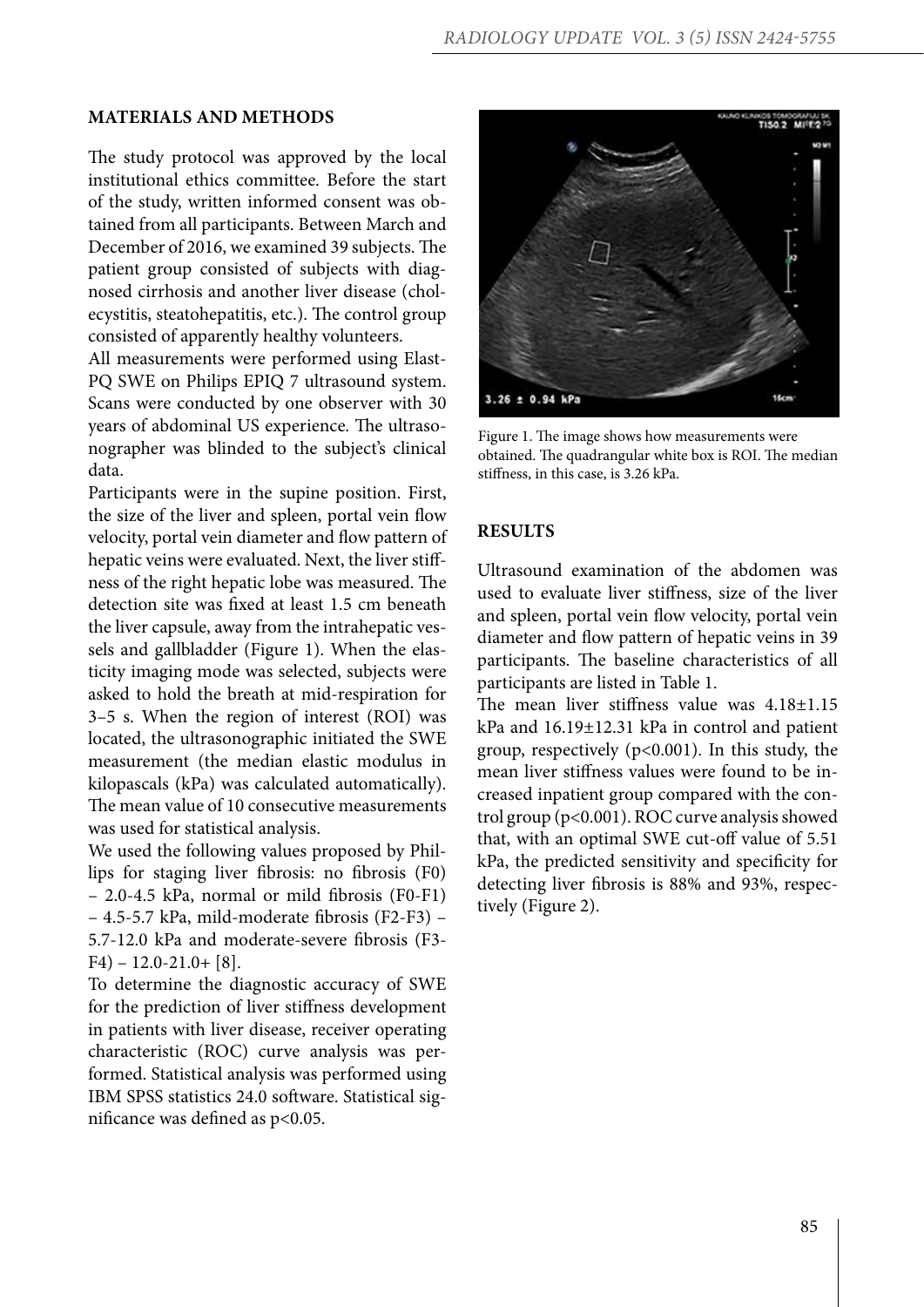## MATERIALS AND METHODS

The study protocol was approved by the local institutional ethics committee. Before the start of the study, written informed consent was obtained from all participants. Between March and December of 2016, we examined 39 subjects. The patient group consisted of subjects with diagnosed cirrhosis and another liver disease (cholecystitis, steatohepatitis, etc.). The control group consisted of apparently healthy volunteers.

All measurements were performed using ElastPQ SWE on Philips EPIQ 7 ultrasound system. Scans were conducted by one observer with 30 years of abdominal US experience. The ultrasonographer was blinded to the subject's clinical data.

Participants were in the supine position. First, the size of the liver and spleen, portal vein flow velocity, portal vein diameter and flow pattern of hepatic veins were evaluated. Next, the liver stiffness of the right hepatic lobe was measured. The detection site was fixed at least 1.5 cm beneath the liver capsule, away from the intrahepatic vessels and gallbladder (Figure 1). When the elasticity imaging mode was selected, subjects were asked to hold the breath at mid-respiration for 3–5 s. When the region of interest (ROI) was located, the ultrasonographic initiated the SWE measurement (the median elastic modulus in kilopascals (kPa) was calculated automatically). The mean value of 10 consecutive measurements was used for statistical analysis.

We used the following values proposed by Phillips for staging liver fibrosis: no fibrosis (F0) – 2.0-4.5 kPa, normal or mild fibrosis (F0-F1) – 4.5-5.7 kPa, mild-moderate fibrosis (F2-F3) – 5.7-12.0 kPa and moderate-severe fibrosis (F3-F4) – 12.0-21.0+ [8].

To determine the diagnostic accuracy of SWE for the prediction of liver stiffness development in patients with liver disease, receiver operating characteristic (ROC) curve analysis was performed. Statistical analysis was performed using IBM SPSS statistics 24.0 software. Statistical significance was defined as $p<0.05$.

Figure 1. The image shows how measurements were obtained. The quadrangular white box is ROI. The median stiffness, in this case, is 3.26 kPa.

## RESULTS

Ultrasound examination of the abdomen was used to evaluate liver stiffness, size of the liver and spleen, portal vein flow velocity, portal vein diameter and flow pattern of hepatic veins in 39 participants. The baseline characteristics of all participants are listed in Table 1.

The mean liver stiffness value was $4.18 \pm 1.15$ kPa and $16.19 \pm 12.31$ kPa in control and patient group, respectively ($p<0.001$). In this study, the mean liver stiffness values were found to be increased inpatient group compared with the control group ($p<0.001$). ROC curve analysis showed that, with an optimal SWE cut-off value of 5.51 kPa, the predicted sensitivity and specificity for detecting liver fibrosis is 88% and 93%, respectively (Figure 2).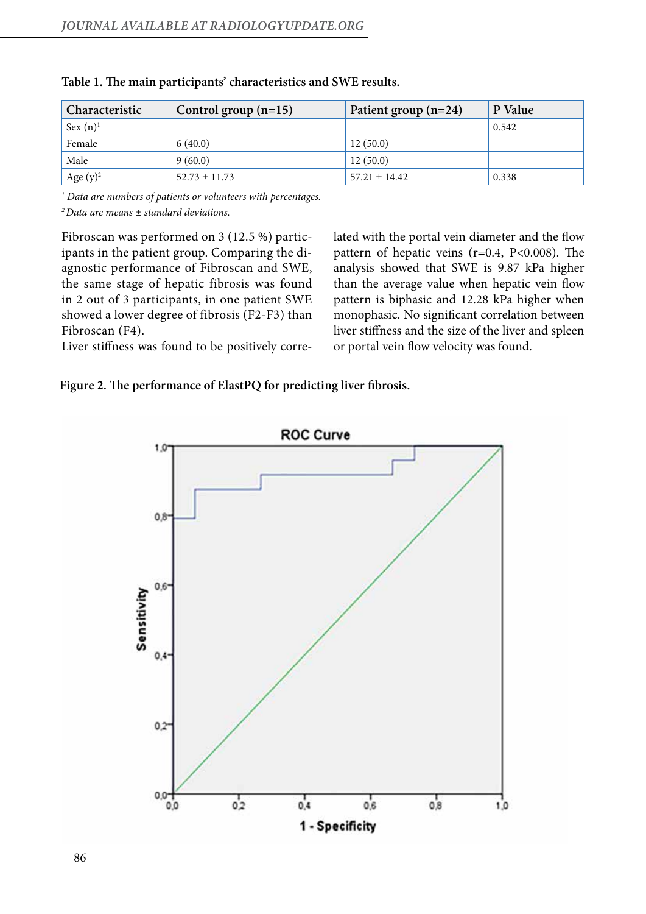**Table 1. The main participants' characteristics and SWE results.**

| Characteristic | Control group (n=15) | Patient group (n=24) | P Value |
|---|---|---|---|
| Sex (n)[1] | | | 0.542 |
| Female | 6 (40.0) | 12 (50.0) | |
| Male | 9 (60.0) | 12 (50.0) | |
| Age (y)[2] | 52.73 ± 11.73 | 57.21 ± 14.42 | 0.338 |

*[1] Data are numbers of patients or volunteers with percentages.*

*[2] Data are means ± standard deviations.*

Fibroscan was performed on 3 (12.5 %) participants in the patient group. Comparing the diagnostic performance of Fibroscan and SWE, the same stage of hepatic fibrosis was found in 2 out of 3 participants, in one patient SWE showed a lower degree of fibrosis (F2-F3) than Fibroscan (F4).

Liver stiffness was found to be positively correlated with the portal vein diameter and the flow pattern of hepatic veins (r=0.4, P<0.008). The analysis showed that SWE is 9.87 kPa higher than the average value when hepatic vein flow pattern is biphasic and 12.28 kPa higher when monophasic. No significant correlation between liver stiffness and the size of the liver and spleen or portal vein flow velocity was found.

**Figure 2. The performance of ElastPQ for predicting liver fibrosis.**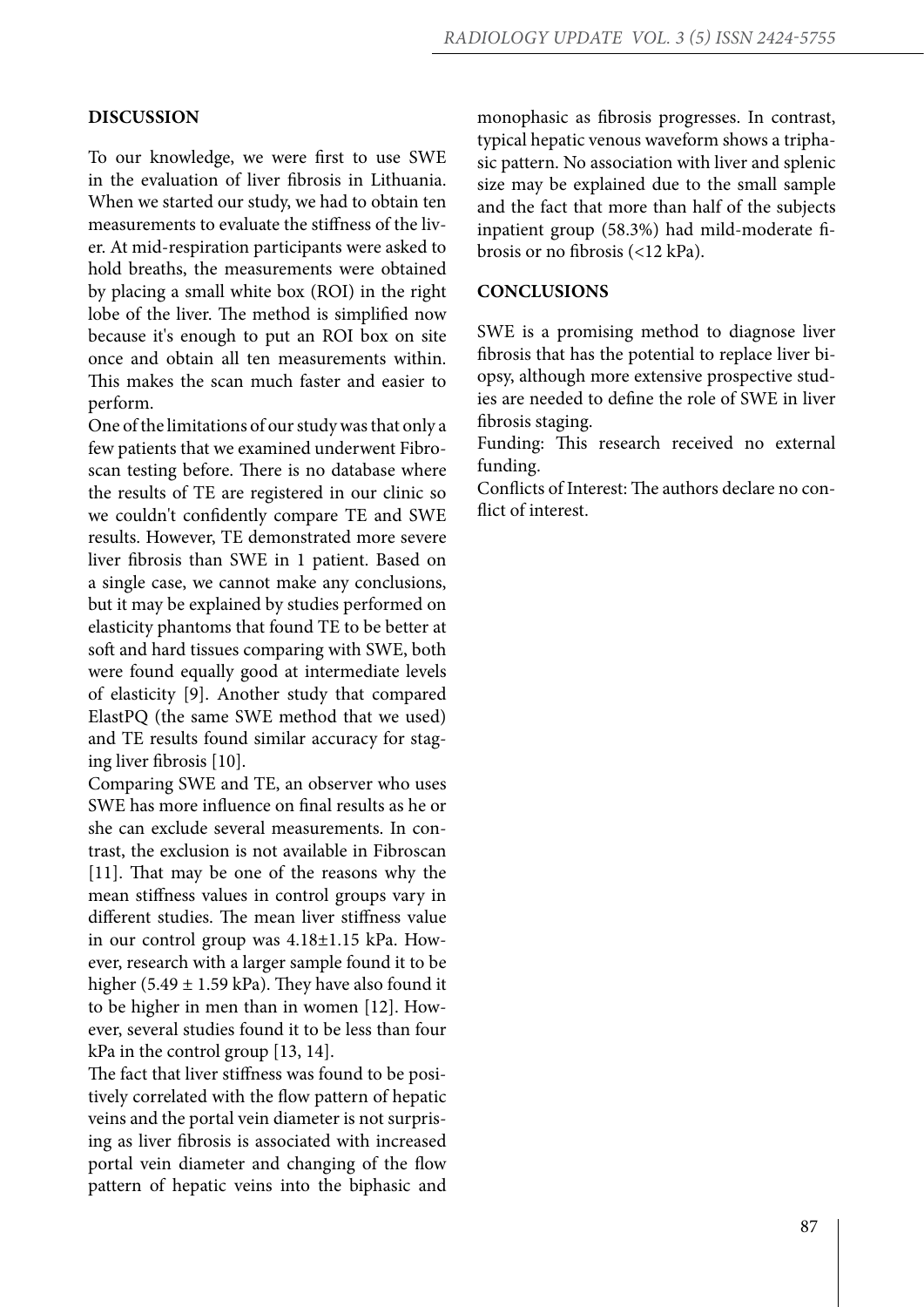## DISCUSSION

To our knowledge, we were first to use SWE in the evaluation of liver fibrosis in Lithuania. When we started our study, we had to obtain ten measurements to evaluate the stiffness of the liver. At mid-respiration participants were asked to hold breaths, the measurements were obtained by placing a small white box (ROI) in the right lobe of the liver. The method is simplified now because it's enough to put an ROI box on site once and obtain all ten measurements within. This makes the scan much faster and easier to perform.

One of the limitations of our study was that only a few patients that we examined underwent Fibroscan testing before. There is no database where the results of TE are registered in our clinic so we couldn't confidently compare TE and SWE results. However, TE demonstrated more severe liver fibrosis than SWE in 1 patient. Based on a single case, we cannot make any conclusions, but it may be explained by studies performed on elasticity phantoms that found TE to be better at soft and hard tissues comparing with SWE, both were found equally good at intermediate levels of elasticity [9]. Another study that compared ElastPQ (the same SWE method that we used) and TE results found similar accuracy for staging liver fibrosis [10].

Comparing SWE and TE, an observer who uses SWE has more influence on final results as he or she can exclude several measurements. In contrast, the exclusion is not available in Fibroscan [11]. That may be one of the reasons why the mean stiffness values in control groups vary in different studies. The mean liver stiffness value in our control group was 4.18±1.15 kPa. However, research with a larger sample found it to be higher (5.49 ± 1.59 kPa). They have also found it to be higher in men than in women [12]. However, several studies found it to be less than four kPa in the control group [13, 14].

The fact that liver stiffness was found to be positively correlated with the flow pattern of hepatic veins and the portal vein diameter is not surprising as liver fibrosis is associated with increased portal vein diameter and changing of the flow pattern of hepatic veins into the biphasic and monophasic as fibrosis progresses. In contrast, typical hepatic venous waveform shows a triphasic pattern. No association with liver and splenic size may be explained due to the small sample and the fact that more than half of the subjects inpatient group (58.3%) had mild-moderate fibrosis or no fibrosis (<12 kPa).

## CONCLUSIONS

SWE is a promising method to diagnose liver fibrosis that has the potential to replace liver biopsy, although more extensive prospective studies are needed to define the role of SWE in liver fibrosis staging.

Funding: This research received no external funding.

Conflicts of Interest: The authors declare no conflict of interest.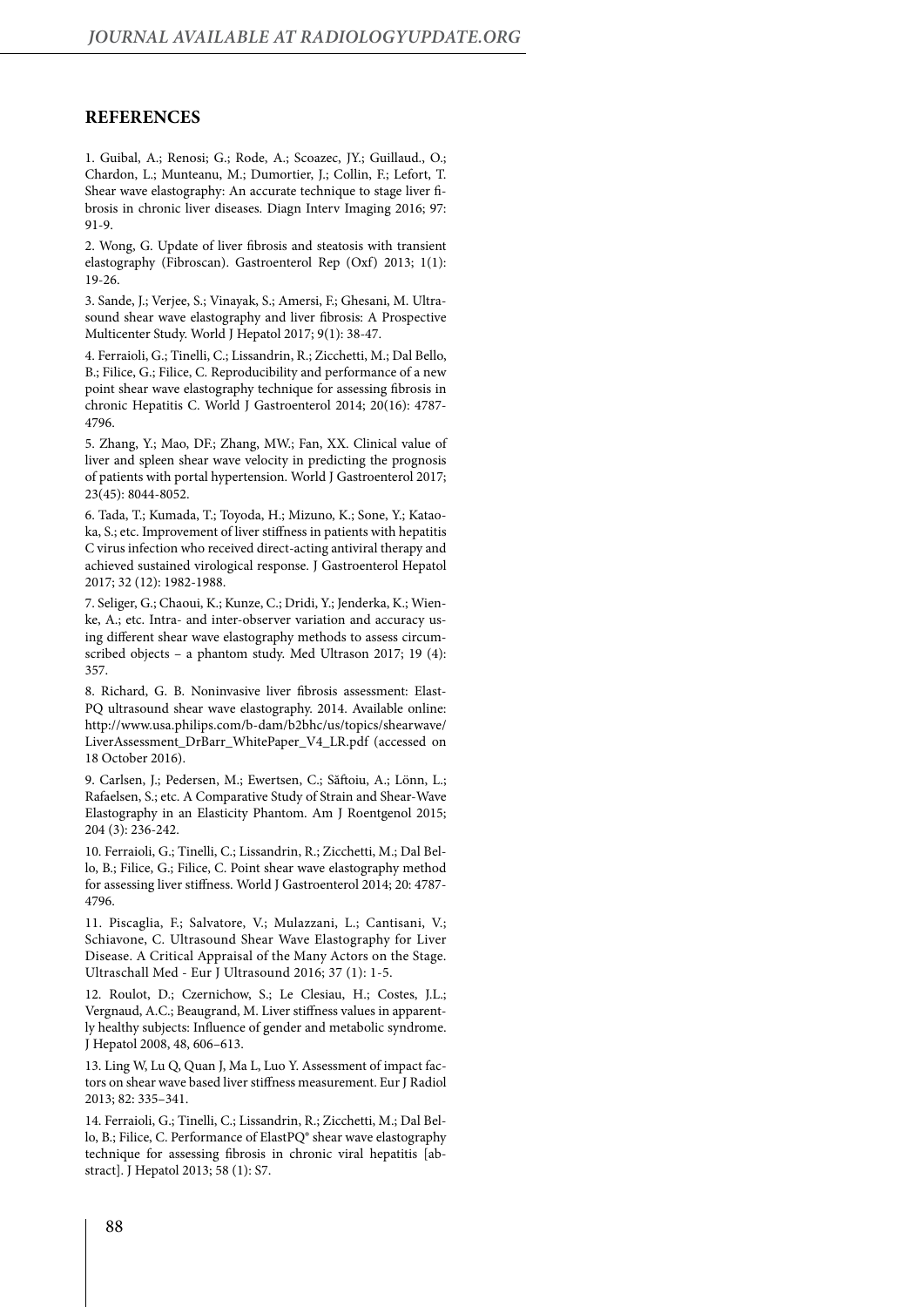## REFERENCES

1. Guibal, A.; Renosi; G.; Rode, A.; Scoazec, JY.; Guillaud., O.; Chardon, L.; Munteanu, M.; Dumortier, J.; Collin, F.; Lefort, T. Shear wave elastography: An accurate technique to stage liver fibrosis in chronic liver diseases. Diagn Interv Imaging 2016; 97: 91-9.

2. Wong, G. Update of liver fibrosis and steatosis with transient elastography (Fibroscan). Gastroenterol Rep (Oxf) 2013; 1(1): 19-26.

3. Sande, J.; Verjee, S.; Vinayak, S.; Amersi, F.; Ghesani, M. Ultrasound shear wave elastography and liver fibrosis: A Prospective Multicenter Study. World J Hepatol 2017; 9(1): 38-47.

4. Ferraioli, G.; Tinelli, C.; Lissandrin, R.; Zicchetti, M.; Dal Bello, B.; Filice, G.; Filice, C. Reproducibility and performance of a new point shear wave elastography technique for assessing fibrosis in chronic Hepatitis C. World J Gastroenterol 2014; 20(16): 4787-4796.

5. Zhang, Y.; Mao, DF.; Zhang, MW.; Fan, XX. Clinical value of liver and spleen shear wave velocity in predicting the prognosis of patients with portal hypertension. World J Gastroenterol 2017; 23(45): 8044-8052.

6. Tada, T.; Kumada, T.; Toyoda, H.; Mizuno, K.; Sone, Y.; Kataoka, S.; etc. Improvement of liver stiffness in patients with hepatitis C virus infection who received direct-acting antiviral therapy and achieved sustained virological response. J Gastroenterol Hepatol 2017; 32 (12): 1982-1988.

7. Seliger, G.; Chaoui, K.; Kunze, C.; Dridi, Y.; Jenderka, K.; Wienke, A.; etc. Intra- and inter-observer variation and accuracy using different shear wave elastography methods to assess circumscribed objects – a phantom study. Med Ultrason 2017; 19 (4): 357.

8. Richard, G. B. Noninvasive liver fibrosis assessment: ElastPQ ultrasound shear wave elastography. 2014. Available online: http://www.usa.philips.com/b-dam/b2bhc/us/topics/shearwave/LiverAssessment_DrBarr_WhitePaper_V4_LR.pdf (accessed on 18 October 2016).

9. Carlsen, J.; Pedersen, M.; Ewertsen, C.; Săftoiu, A.; Lönn, L.; Rafaelsen, S.; etc. A Comparative Study of Strain and Shear-Wave Elastography in an Elasticity Phantom. Am J Roentgenol 2015; 204 (3): 236-242.

10. Ferraioli, G.; Tinelli, C.; Lissandrin, R.; Zicchetti, M.; Dal Bello, B.; Filice, G.; Filice, C. Point shear wave elastography method for assessing liver stiffness. World J Gastroenterol 2014; 20: 4787-4796.

11. Piscaglia, F.; Salvatore, V.; Mulazzani, L.; Cantisani, V.; Schiavone, C. Ultrasound Shear Wave Elastography for Liver Disease. A Critical Appraisal of the Many Actors on the Stage. Ultraschall Med - Eur J Ultrasound 2016; 37 (1): 1-5.

12. Roulot, D.; Czernichow, S.; Le Clesiau, H.; Costes, J.L.; Vergnaud, A.C.; Beaugrand, M. Liver stiffness values in apparently healthy subjects: Influence of gender and metabolic syndrome. J Hepatol 2008, 48, 606–613.

13. Ling W, Lu Q, Quan J, Ma L, Luo Y. Assessment of impact factors on shear wave based liver stiffness measurement. Eur J Radiol 2013; 82: 335–341.

14. Ferraioli, G.; Tinelli, C.; Lissandrin, R.; Zicchetti, M.; Dal Bello, B.; Filice, C. Performance of ElastPQ® shear wave elastography technique for assessing fibrosis in chronic viral hepatitis [abstract]. J Hepatol 2013; 58 (1): S7.